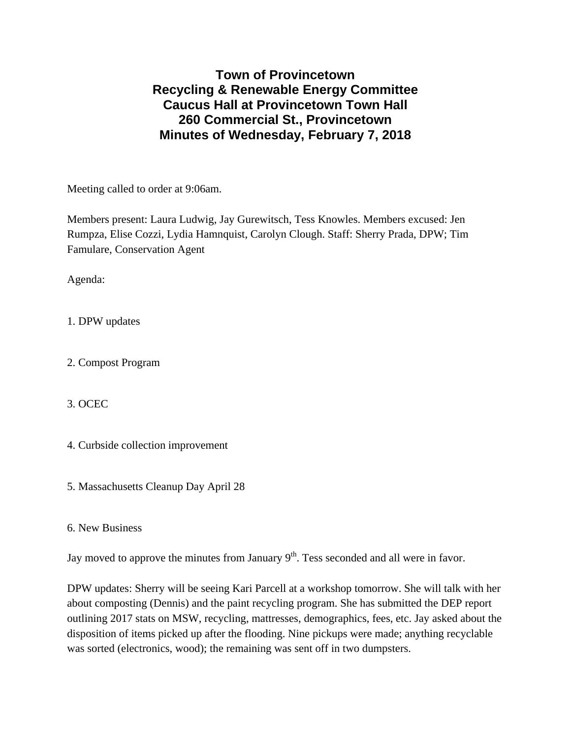# Town of Provincetown
# Recycling & Renewable Energy Committee
# Caucus Hall at Provincetown Town Hall
# 260 Commercial St., Provincetown
# Minutes of Wednesday, February 7, 2018

Meeting called to order at 9:06am.

Members present: Laura Ludwig, Jay Gurewitsch, Tess Knowles. Members excused: Jen Rumpza, Elise Cozzi, Lydia Hamnquist, Carolyn Clough. Staff: Sherry Prada, DPW; Tim Famulare, Conservation Agent

Agenda:

1. DPW updates

2. Compost Program

3. OCEC

4. Curbside collection improvement

5. Massachusetts Cleanup Day April 28

6. New Business

Jay moved to approve the minutes from January 9th. Tess seconded and all were in favor.

DPW updates: Sherry will be seeing Kari Parcell at a workshop tomorrow. She will talk with her about composting (Dennis) and the paint recycling program. She has submitted the DEP report outlining 2017 stats on MSW, recycling, mattresses, demographics, fees, etc. Jay asked about the disposition of items picked up after the flooding. Nine pickups were made; anything recyclable was sorted (electronics, wood); the remaining was sent off in two dumpsters.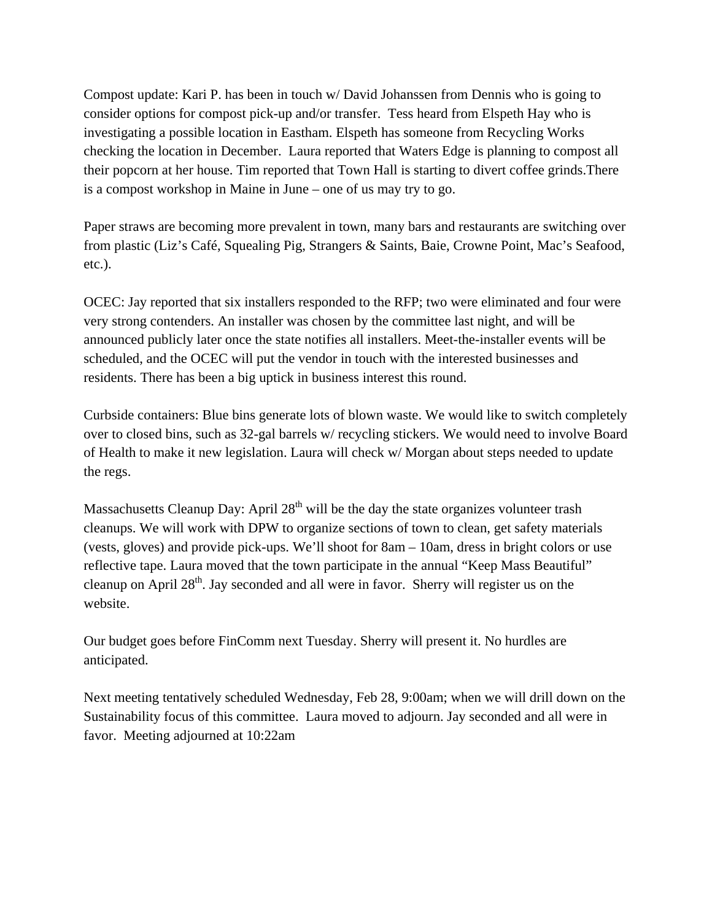Compost update: Kari P. has been in touch w/ David Johanssen from Dennis who is going to consider options for compost pick-up and/or transfer. Tess heard from Elspeth Hay who is investigating a possible location in Eastham. Elspeth has someone from Recycling Works checking the location in December. Laura reported that Waters Edge is planning to compost all their popcorn at her house. Tim reported that Town Hall is starting to divert coffee grinds.There is a compost workshop in Maine in June – one of us may try to go.

Paper straws are becoming more prevalent in town, many bars and restaurants are switching over from plastic (Liz's Café, Squealing Pig, Strangers & Saints, Baie, Crowne Point, Mac's Seafood, etc.).

OCEC: Jay reported that six installers responded to the RFP; two were eliminated and four were very strong contenders. An installer was chosen by the committee last night, and will be announced publicly later once the state notifies all installers. Meet-the-installer events will be scheduled, and the OCEC will put the vendor in touch with the interested businesses and residents. There has been a big uptick in business interest this round.

Curbside containers: Blue bins generate lots of blown waste. We would like to switch completely over to closed bins, such as 32-gal barrels w/ recycling stickers. We would need to involve Board of Health to make it new legislation. Laura will check w/ Morgan about steps needed to update the regs.

Massachusetts Cleanup Day: April 28th will be the day the state organizes volunteer trash cleanups. We will work with DPW to organize sections of town to clean, get safety materials (vests, gloves) and provide pick-ups. We'll shoot for 8am – 10am, dress in bright colors or use reflective tape. Laura moved that the town participate in the annual "Keep Mass Beautiful" cleanup on April 28th. Jay seconded and all were in favor. Sherry will register us on the website.

Our budget goes before FinComm next Tuesday. Sherry will present it. No hurdles are anticipated.

Next meeting tentatively scheduled Wednesday, Feb 28, 9:00am; when we will drill down on the Sustainability focus of this committee. Laura moved to adjourn. Jay seconded and all were in favor. Meeting adjourned at 10:22am